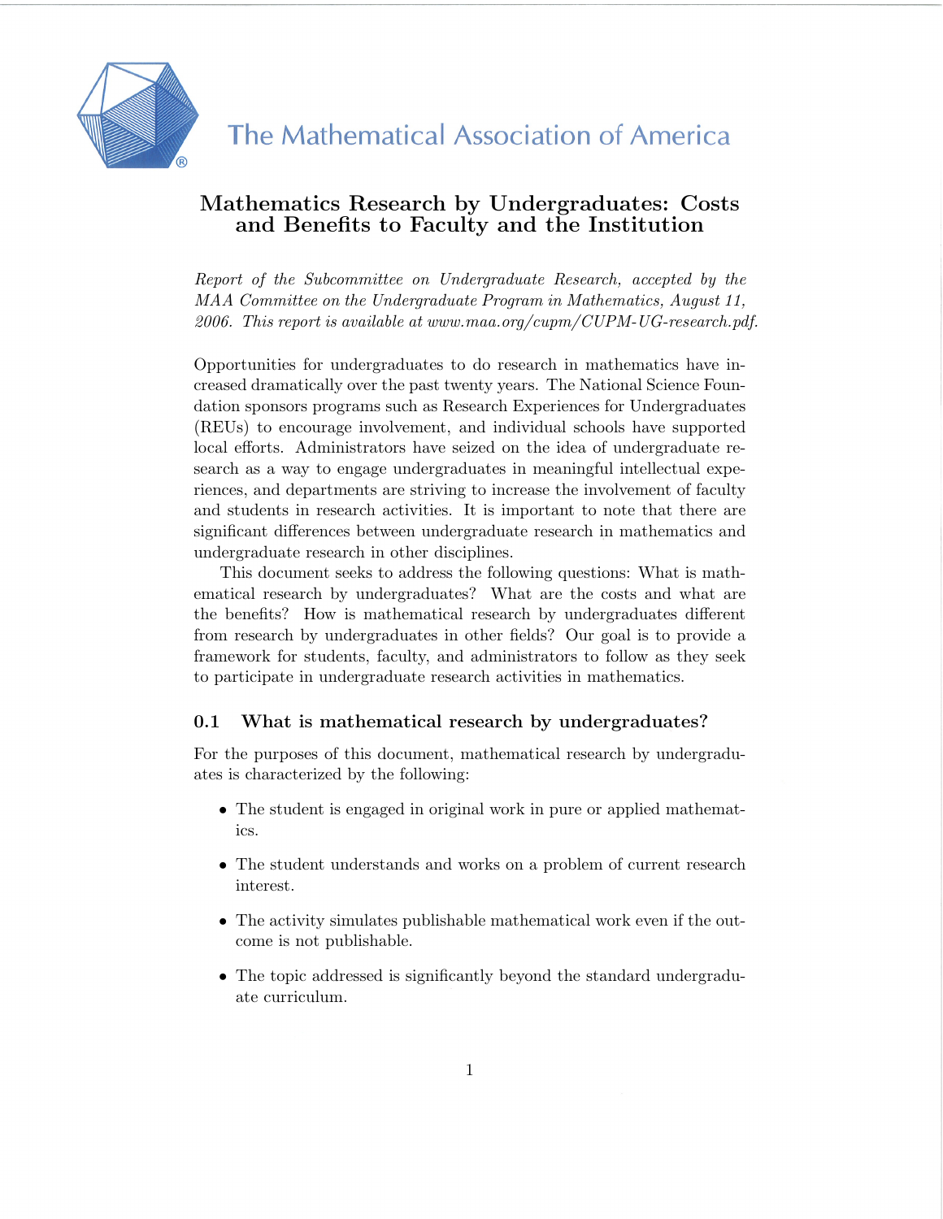The Mathematical Association of America

# Mathematics Research by Undergraduates: Costs and Benefits to Faculty and the Institution

*Report of the Subcommittee on Undergraduate Research, accepted by the MAA Committee on the Undergraduate Program in Mathematics, August 11, 2006. This report is available at www.maa.org/cupm/CUPM-UG-research.pdf.*

Opportunities for undergraduates to do research in mathematics have increased dramatically over the past twenty years. The National Science Foundation sponsors programs such as Research Experiences for Undergraduates (REUs) to encourage involvement, and individual schools have supported local efforts. Administrators have seized on the idea of undergraduate research as a way to engage undergraduates in meaningful intellectual experiences, and departments are striving to increase the involvement of faculty and students in research activities. It is important to note that there are significant differences between undergraduate research in mathematics and undergraduate research in other disciplines.

This document seeks to address the following questions: What is mathematical research by undergraduates? What are the costs and what are the benefits? How is mathematical research by undergraduates different from research by undergraduates in other fields? Our goal is to provide a framework for students, faculty, and administrators to follow as they seek to participate in undergraduate research activities in mathematics.

## 0.1 What is mathematical research by undergraduates?

For the purposes of this document, mathematical research by undergraduates is characterized by the following:

- The student is engaged in original work in pure or applied mathematics.
- The student understands and works on a problem of current research interest.
- The activity simulates publishable mathematical work even if the outcome is not publishable.
- The topic addressed is significantly beyond the standard undergraduate curriculum.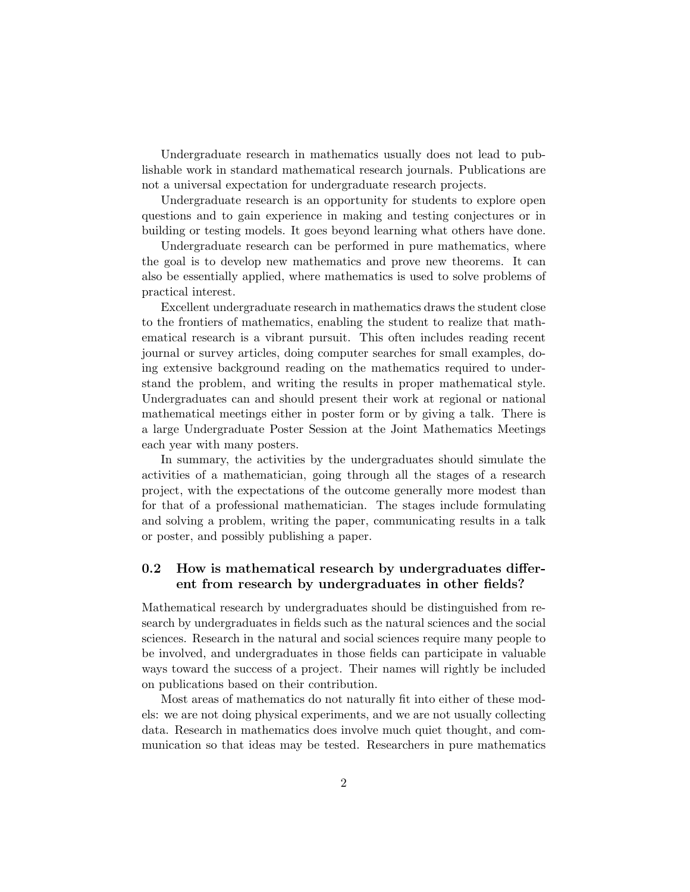Undergraduate research in mathematics usually does not lead to publishable work in standard mathematical research journals. Publications are not a universal expectation for undergraduate research projects.

Undergraduate research is an opportunity for students to explore open questions and to gain experience in making and testing conjectures or in building or testing models. It goes beyond learning what others have done.

Undergraduate research can be performed in pure mathematics, where the goal is to develop new mathematics and prove new theorems. It can also be essentially applied, where mathematics is used to solve problems of practical interest.

Excellent undergraduate research in mathematics draws the student close to the frontiers of mathematics, enabling the student to realize that mathematical research is a vibrant pursuit. This often includes reading recent journal or survey articles, doing computer searches for small examples, doing extensive background reading on the mathematics required to understand the problem, and writing the results in proper mathematical style. Undergraduates can and should present their work at regional or national mathematical meetings either in poster form or by giving a talk. There is a large Undergraduate Poster Session at the Joint Mathematics Meetings each year with many posters.

In summary, the activities by the undergraduates should simulate the activities of a mathematician, going through all the stages of a research project, with the expectations of the outcome generally more modest than for that of a professional mathematician. The stages include formulating and solving a problem, writing the paper, communicating results in a talk or poster, and possibly publishing a paper.

## 0.2 How is mathematical research by undergraduates different from research by undergraduates in other fields?

Mathematical research by undergraduates should be distinguished from research by undergraduates in fields such as the natural sciences and the social sciences. Research in the natural and social sciences require many people to be involved, and undergraduates in those fields can participate in valuable ways toward the success of a project. Their names will rightly be included on publications based on their contribution.

Most areas of mathematics do not naturally fit into either of these models: we are not doing physical experiments, and we are not usually collecting data. Research in mathematics does involve much quiet thought, and communication so that ideas may be tested. Researchers in pure mathematics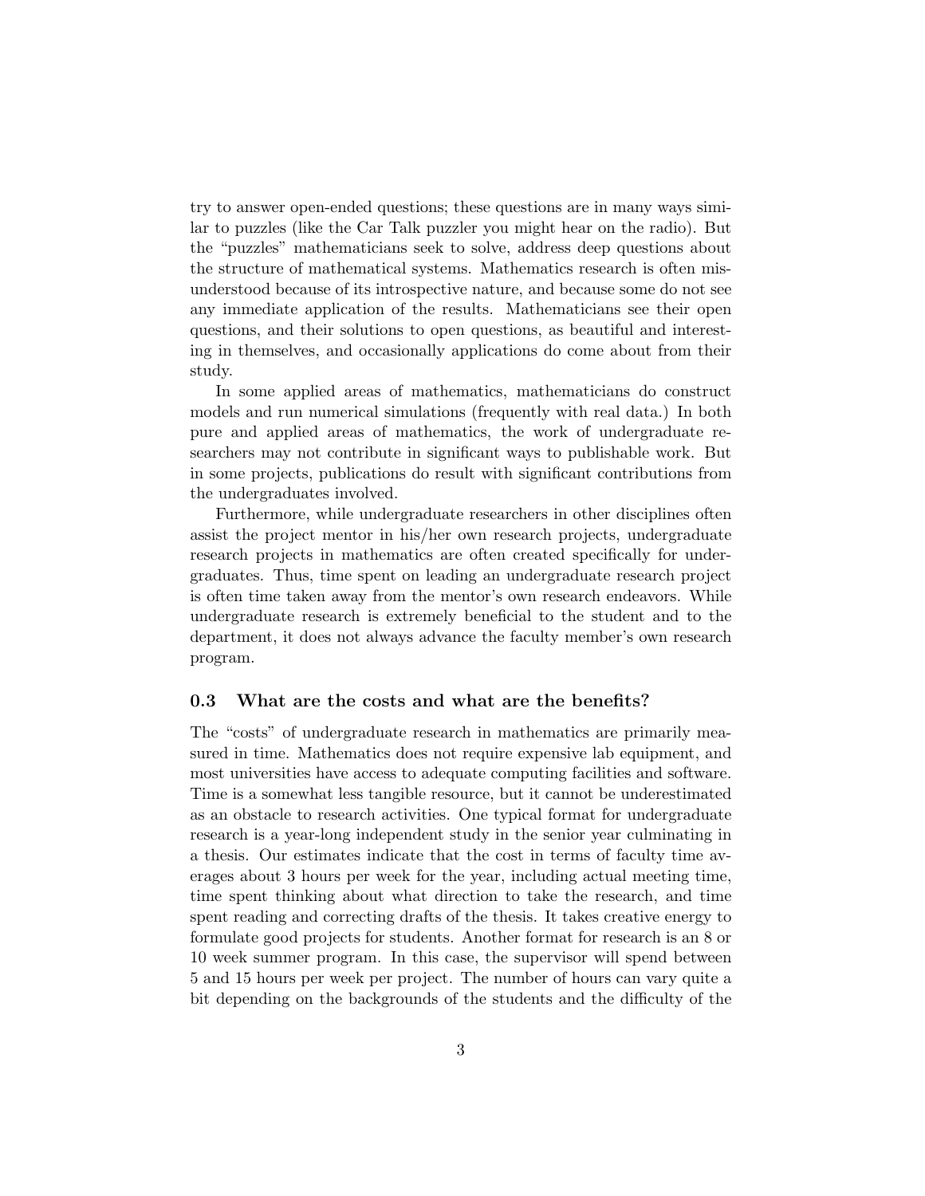try to answer open-ended questions; these questions are in many ways similar to puzzles (like the Car Talk puzzler you might hear on the radio). But the "puzzles" mathematicians seek to solve, address deep questions about the structure of mathematical systems. Mathematics research is often misunderstood because of its introspective nature, and because some do not see any immediate application of the results. Mathematicians see their open questions, and their solutions to open questions, as beautiful and interesting in themselves, and occasionally applications do come about from their study.

In some applied areas of mathematics, mathematicians do construct models and run numerical simulations (frequently with real data.) In both pure and applied areas of mathematics, the work of undergraduate researchers may not contribute in significant ways to publishable work. But in some projects, publications do result with significant contributions from the undergraduates involved.

Furthermore, while undergraduate researchers in other disciplines often assist the project mentor in his/her own research projects, undergraduate research projects in mathematics are often created specifically for undergraduates. Thus, time spent on leading an undergraduate research project is often time taken away from the mentor's own research endeavors. While undergraduate research is extremely beneficial to the student and to the department, it does not always advance the faculty member's own research program.

### 0.3 What are the costs and what are the benefits?

The "costs" of undergraduate research in mathematics are primarily measured in time. Mathematics does not require expensive lab equipment, and most universities have access to adequate computing facilities and software. Time is a somewhat less tangible resource, but it cannot be underestimated as an obstacle to research activities. One typical format for undergraduate research is a year-long independent study in the senior year culminating in a thesis. Our estimates indicate that the cost in terms of faculty time averages about 3 hours per week for the year, including actual meeting time, time spent thinking about what direction to take the research, and time spent reading and correcting drafts of the thesis. It takes creative energy to formulate good projects for students. Another format for research is an 8 or 10 week summer program. In this case, the supervisor will spend between 5 and 15 hours per week per project. The number of hours can vary quite a bit depending on the backgrounds of the students and the difficulty of the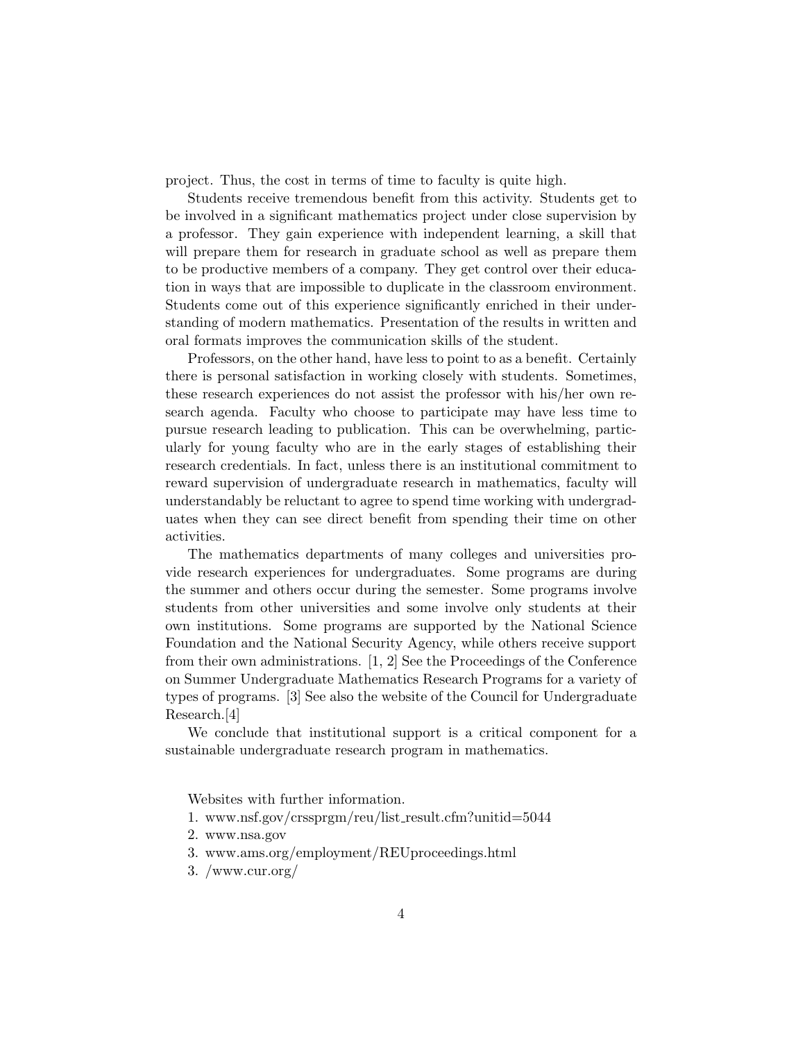project. Thus, the cost in terms of time to faculty is quite high.

Students receive tremendous benefit from this activity. Students get to be involved in a significant mathematics project under close supervision by a professor. They gain experience with independent learning, a skill that will prepare them for research in graduate school as well as prepare them to be productive members of a company. They get control over their education in ways that are impossible to duplicate in the classroom environment. Students come out of this experience significantly enriched in their understanding of modern mathematics. Presentation of the results in written and oral formats improves the communication skills of the student.

Professors, on the other hand, have less to point to as a benefit. Certainly there is personal satisfaction in working closely with students. Sometimes, these research experiences do not assist the professor with his/her own research agenda. Faculty who choose to participate may have less time to pursue research leading to publication. This can be overwhelming, particularly for young faculty who are in the early stages of establishing their research credentials. In fact, unless there is an institutional commitment to reward supervision of undergraduate research in mathematics, faculty will understandably be reluctant to agree to spend time working with undergraduates when they can see direct benefit from spending their time on other activities.

The mathematics departments of many colleges and universities provide research experiences for undergraduates. Some programs are during the summer and others occur during the semester. Some programs involve students from other universities and some involve only students at their own institutions. Some programs are supported by the National Science Foundation and the National Security Agency, while others receive support from their own administrations. [1, 2] See the Proceedings of the Conference on Summer Undergraduate Mathematics Research Programs for a variety of types of programs. [3] See also the website of the Council for Undergraduate Research.[4]

We conclude that institutional support is a critical component for a sustainable undergraduate research program in mathematics.

Websites with further information.

1. www.nsf.gov/crssprgm/reu/list_result.cfm?unitid=5044
2. www.nsa.gov
3. www.ams.org/employment/REUproceedings.html
3. /www.cur.org/